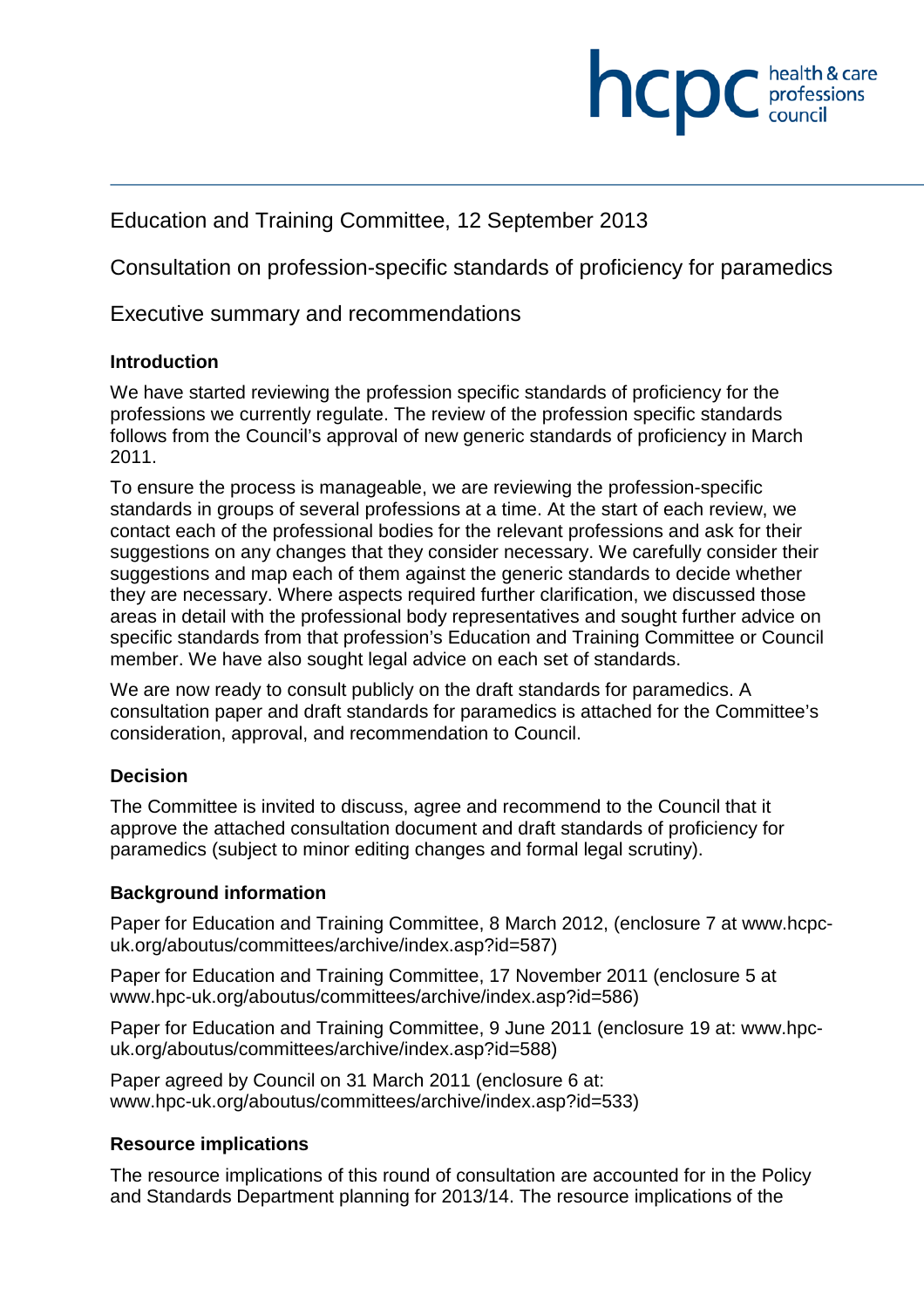Education and Training Committee, 12 September 2013

Consultation on profession-specific standards of proficiency for paramedics

Executive summary and recommendations

**Introduction**

We have started reviewing the profession specific standards of proficiency for the professions we currently regulate. The review of the profession specific standards follows from the Council's approval of new generic standards of proficiency in March 2011.

To ensure the process is manageable, we are reviewing the profession-specific standards in groups of several professions at a time. At the start of each review, we contact each of the professional bodies for the relevant professions and ask for their suggestions on any changes that they consider necessary. We carefully consider their suggestions and map each of them against the generic standards to decide whether they are necessary. Where aspects required further clarification, we discussed those areas in detail with the professional body representatives and sought further advice on specific standards from that profession's Education and Training Committee or Council member. We have also sought legal advice on each set of standards.

We are now ready to consult publicly on the draft standards for paramedics. A consultation paper and draft standards for paramedics is attached for the Committee's consideration, approval, and recommendation to Council.

**Decision**

The Committee is invited to discuss, agree and recommend to the Council that it approve the attached consultation document and draft standards of proficiency for paramedics (subject to minor editing changes and formal legal scrutiny).

**Background information**

Paper for Education and Training Committee, 8 March 2012, (enclosure 7 at www.hcpc-uk.org/aboutus/committees/archive/index.asp?id=587)

Paper for Education and Training Committee, 17 November 2011 (enclosure 5 at www.hpc-uk.org/aboutus/committees/archive/index.asp?id=586)

Paper for Education and Training Committee, 9 June 2011 (enclosure 19 at: www.hpc-uk.org/aboutus/committees/archive/index.asp?id=588)

Paper agreed by Council on 31 March 2011 (enclosure 6 at: www.hpc-uk.org/aboutus/committees/archive/index.asp?id=533)

**Resource implications**

The resource implications of this round of consultation are accounted for in the Policy and Standards Department planning for 2013/14. The resource implications of the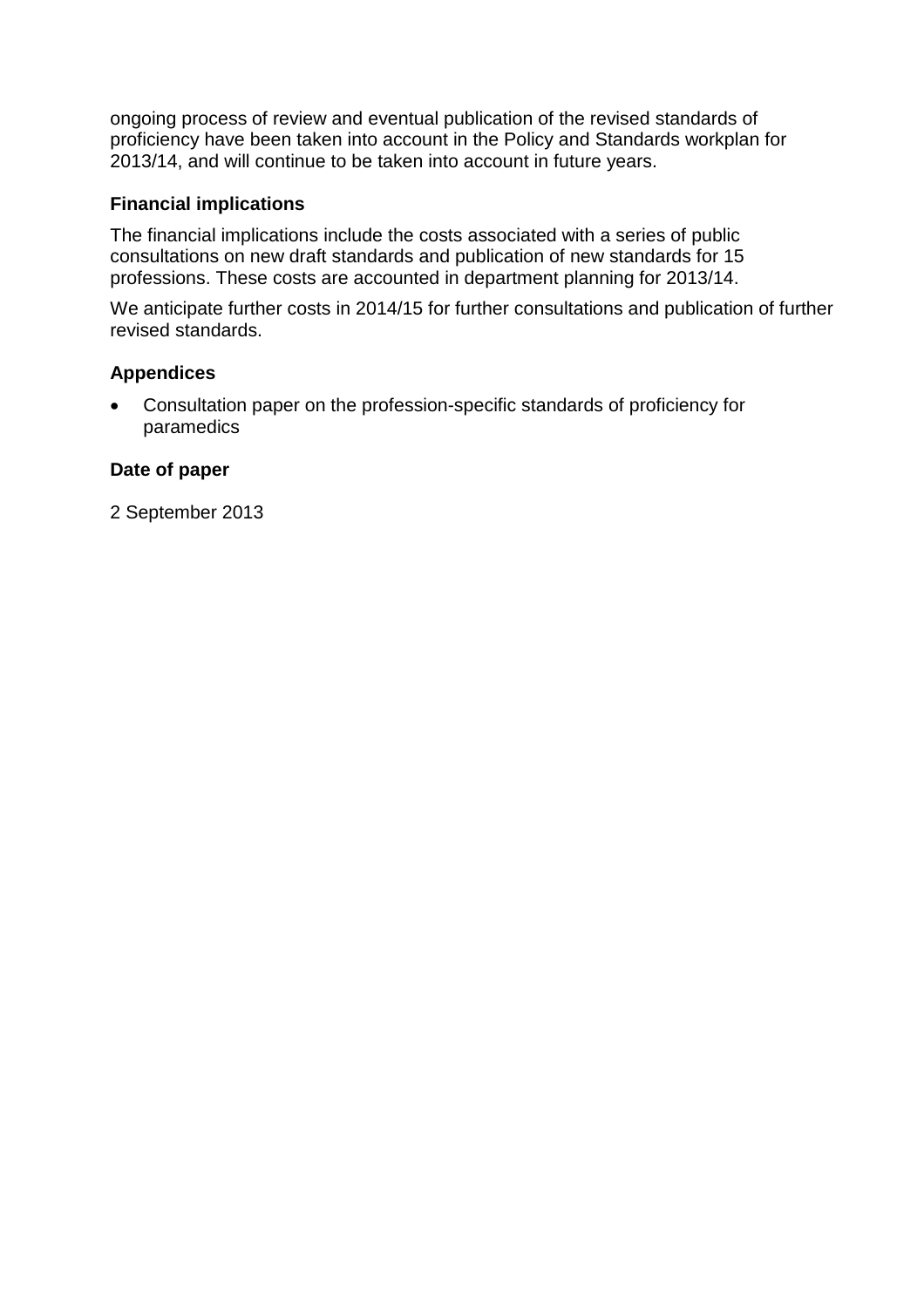ongoing process of review and eventual publication of the revised standards of proficiency have been taken into account in the Policy and Standards workplan for 2013/14, and will continue to be taken into account in future years.

### Financial implications

The financial implications include the costs associated with a series of public consultations on new draft standards and publication of new standards for 15 professions. These costs are accounted in department planning for 2013/14.

We anticipate further costs in 2014/15 for further consultations and publication of further revised standards.

### Appendices

- Consultation paper on the profession-specific standards of proficiency for paramedics

### Date of paper

2 September 2013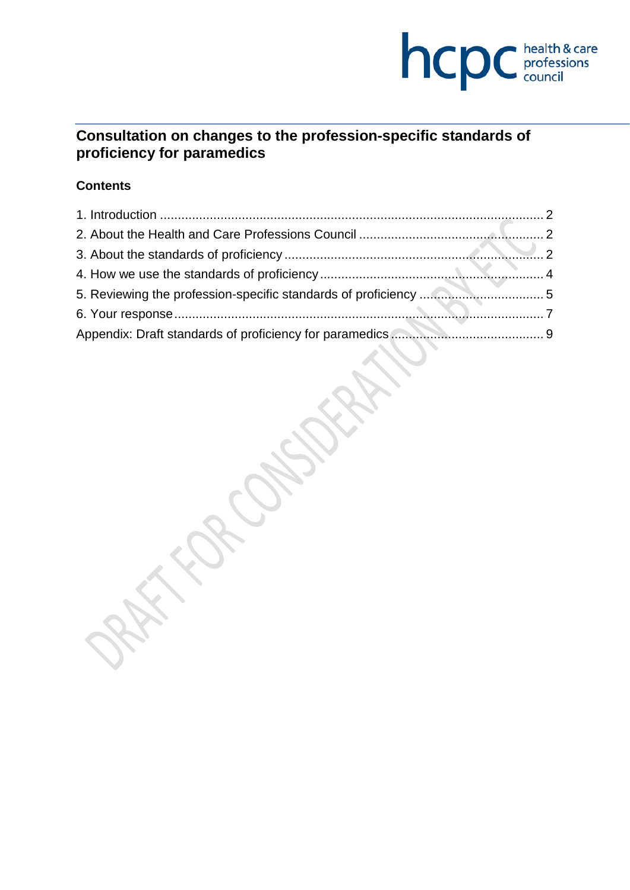# Consultation on changes to the profession-specific standards of proficiency for paramedics

## Contents

1. Introduction ........................................................................................................ 2
2. About the Health and Care Professions Council ................................................... 2
3. About the standards of proficiency ........................................................................ 2
4. How we use the standards of proficiency .............................................................. 4
5. Reviewing the profession-specific standards of proficiency ................................... 5
6. Your response ...................................................................................................... 7

Appendix: Draft standards of proficiency for paramedics .......................................... 9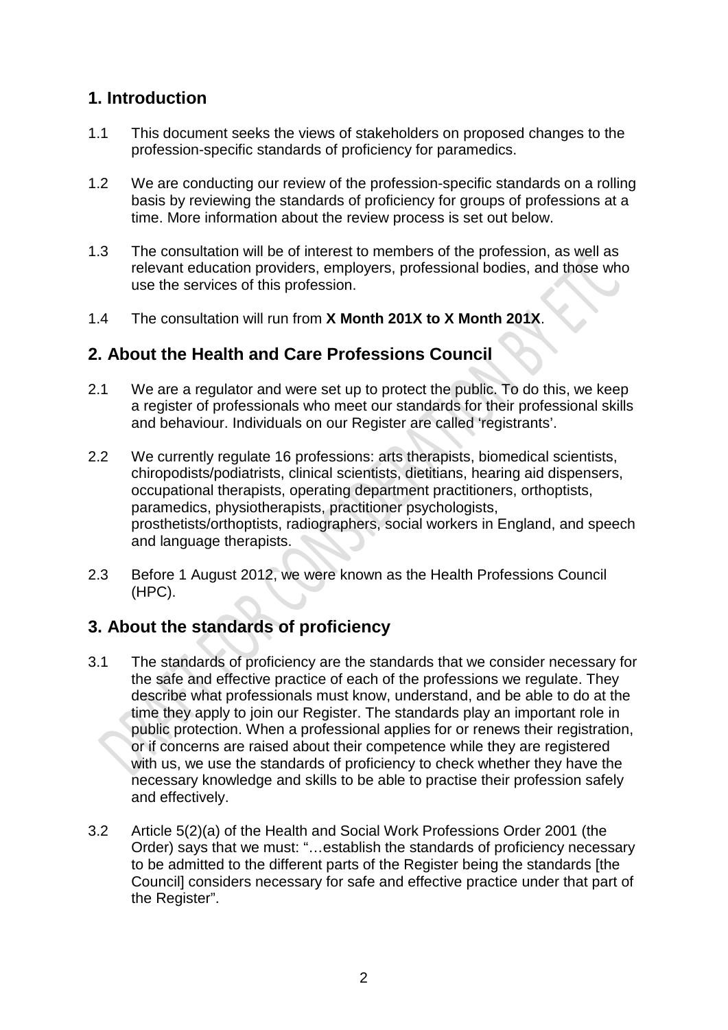## 1. Introduction

1.1 This document seeks the views of stakeholders on proposed changes to the profession-specific standards of proficiency for paramedics.

1.2 We are conducting our review of the profession-specific standards on a rolling basis by reviewing the standards of proficiency for groups of professions at a time. More information about the review process is set out below.

1.3 The consultation will be of interest to members of the profession, as well as relevant education providers, employers, professional bodies, and those who use the services of this profession.

1.4 The consultation will run from **X Month 201X to X Month 201X**.

## 2. About the Health and Care Professions Council

2.1 We are a regulator and were set up to protect the public. To do this, we keep a register of professionals who meet our standards for their professional skills and behaviour. Individuals on our Register are called 'registrants'.

2.2 We currently regulate 16 professions: arts therapists, biomedical scientists, chiropodists/podiatrists, clinical scientists, dietitians, hearing aid dispensers, occupational therapists, operating department practitioners, orthoptists, paramedics, physiotherapists, practitioner psychologists, prosthetists/orthoptists, radiographers, social workers in England, and speech and language therapists.

2.3 Before 1 August 2012, we were known as the Health Professions Council (HPC).

## 3. About the standards of proficiency

3.1 The standards of proficiency are the standards that we consider necessary for the safe and effective practice of each of the professions we regulate. They describe what professionals must know, understand, and be able to do at the time they apply to join our Register. The standards play an important role in public protection. When a professional applies for or renews their registration, or if concerns are raised about their competence while they are registered with us, we use the standards of proficiency to check whether they have the necessary knowledge and skills to be able to practise their profession safely and effectively.

3.2 Article 5(2)(a) of the Health and Social Work Professions Order 2001 (the Order) says that we must: "…establish the standards of proficiency necessary to be admitted to the different parts of the Register being the standards [the Council] considers necessary for safe and effective practice under that part of the Register".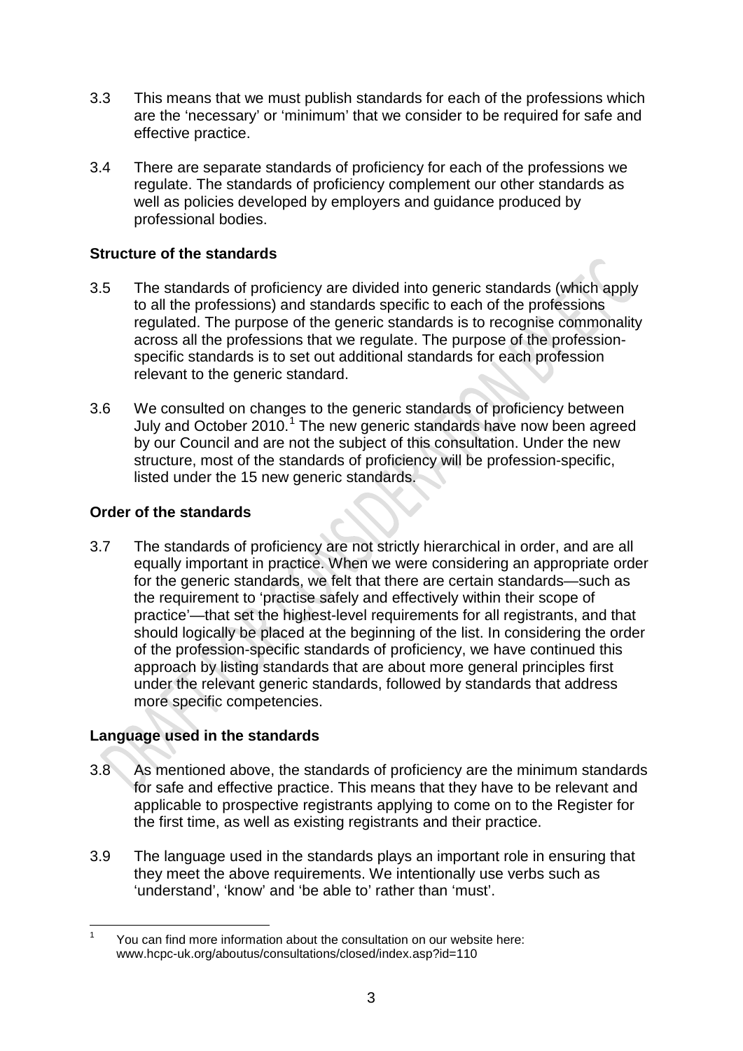3.3 This means that we must publish standards for each of the professions which are the 'necessary' or 'minimum' that we consider to be required for safe and effective practice.

3.4 There are separate standards of proficiency for each of the professions we regulate. The standards of proficiency complement our other standards as well as policies developed by employers and guidance produced by professional bodies.

**Structure of the standards**

3.5 The standards of proficiency are divided into generic standards (which apply to all the professions) and standards specific to each of the professions regulated. The purpose of the generic standards is to recognise commonality across all the professions that we regulate. The purpose of the profession-specific standards is to set out additional standards for each profession relevant to the generic standard.

3.6 We consulted on changes to the generic standards of proficiency between July and October 2010.[1] The new generic standards have now been agreed by our Council and are not the subject of this consultation. Under the new structure, most of the standards of proficiency will be profession-specific, listed under the 15 new generic standards.

**Order of the standards**

3.7 The standards of proficiency are not strictly hierarchical in order, and are all equally important in practice. When we were considering an appropriate order for the generic standards, we felt that there are certain standards—such as the requirement to 'practise safely and effectively within their scope of practice'—that set the highest-level requirements for all registrants, and that should logically be placed at the beginning of the list. In considering the order of the profession-specific standards of proficiency, we have continued this approach by listing standards that are about more general principles first under the relevant generic standards, followed by standards that address more specific competencies.

**Language used in the standards**

3.8 As mentioned above, the standards of proficiency are the minimum standards for safe and effective practice. This means that they have to be relevant and applicable to prospective registrants applying to come on to the Register for the first time, as well as existing registrants and their practice.

3.9 The language used in the standards plays an important role in ensuring that they meet the above requirements. We intentionally use verbs such as 'understand', 'know' and 'be able to' rather than 'must'.

---

[1] You can find more information about the consultation on our website here: www.hcpc-uk.org/aboutus/consultations/closed/index.asp?id=110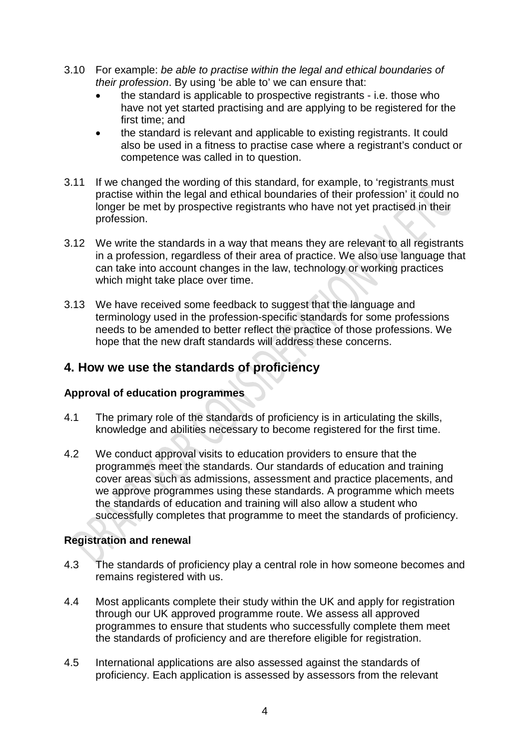3.10 For example: *be able to practise within the legal and ethical boundaries of their profession*. By using 'be able to' we can ensure that:

- the standard is applicable to prospective registrants - i.e. those who have not yet started practising and are applying to be registered for the first time; and
- the standard is relevant and applicable to existing registrants. It could also be used in a fitness to practise case where a registrant's conduct or competence was called in to question.

3.11 If we changed the wording of this standard, for example, to 'registrants must practise within the legal and ethical boundaries of their profession' it could no longer be met by prospective registrants who have not yet practised in their profession.

3.12 We write the standards in a way that means they are relevant to all registrants in a profession, regardless of their area of practice. We also use language that can take into account changes in the law, technology or working practices which might take place over time.

3.13 We have received some feedback to suggest that the language and terminology used in the profession-specific standards for some professions needs to be amended to better reflect the practice of those professions. We hope that the new draft standards will address these concerns.

## 4. How we use the standards of proficiency

### Approval of education programmes

4.1 The primary role of the standards of proficiency is in articulating the skills, knowledge and abilities necessary to become registered for the first time.

4.2 We conduct approval visits to education providers to ensure that the programmes meet the standards. Our standards of education and training cover areas such as admissions, assessment and practice placements, and we approve programmes using these standards. A programme which meets the standards of education and training will also allow a student who successfully completes that programme to meet the standards of proficiency.

### Registration and renewal

4.3 The standards of proficiency play a central role in how someone becomes and remains registered with us.

4.4 Most applicants complete their study within the UK and apply for registration through our UK approved programme route. We assess all approved programmes to ensure that students who successfully complete them meet the standards of proficiency and are therefore eligible for registration.

4.5 International applications are also assessed against the standards of proficiency. Each application is assessed by assessors from the relevant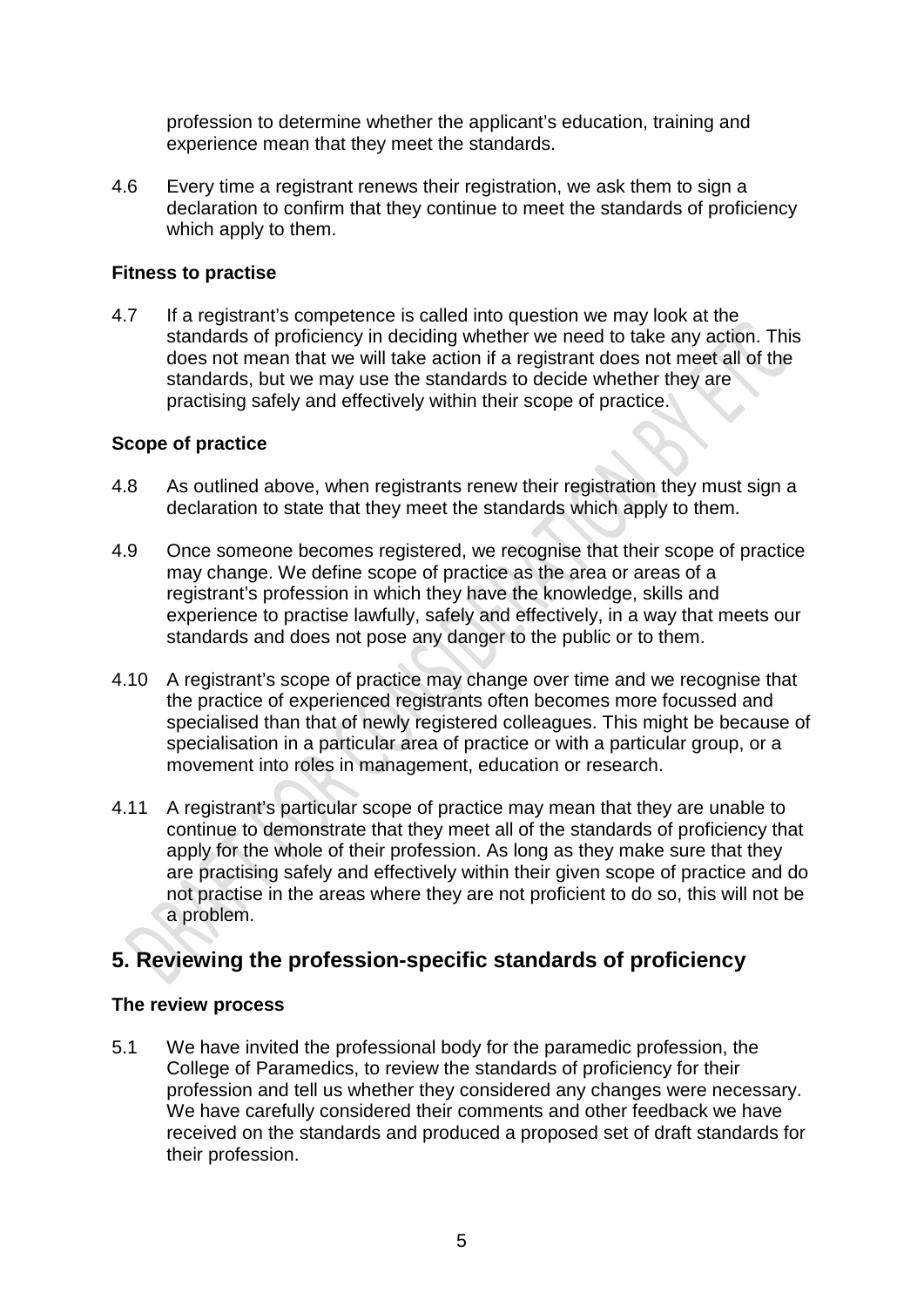profession to determine whether the applicant's education, training and experience mean that they meet the standards.

4.6 Every time a registrant renews their registration, we ask them to sign a declaration to confirm that they continue to meet the standards of proficiency which apply to them.

**Fitness to practise**

4.7 If a registrant's competence is called into question we may look at the standards of proficiency in deciding whether we need to take any action. This does not mean that we will take action if a registrant does not meet all of the standards, but we may use the standards to decide whether they are practising safely and effectively within their scope of practice.

**Scope of practice**

4.8 As outlined above, when registrants renew their registration they must sign a declaration to state that they meet the standards which apply to them.

4.9 Once someone becomes registered, we recognise that their scope of practice may change. We define scope of practice as the area or areas of a registrant's profession in which they have the knowledge, skills and experience to practise lawfully, safely and effectively, in a way that meets our standards and does not pose any danger to the public or to them.

4.10 A registrant's scope of practice may change over time and we recognise that the practice of experienced registrants often becomes more focussed and specialised than that of newly registered colleagues. This might be because of specialisation in a particular area of practice or with a particular group, or a movement into roles in management, education or research.

4.11 A registrant's particular scope of practice may mean that they are unable to continue to demonstrate that they meet all of the standards of proficiency that apply for the whole of their profession. As long as they make sure that they are practising safely and effectively within their given scope of practice and do not practise in the areas where they are not proficient to do so, this will not be a problem.

## 5. Reviewing the profession-specific standards of proficiency

**The review process**

5.1 We have invited the professional body for the paramedic profession, the College of Paramedics, to review the standards of proficiency for their profession and tell us whether they considered any changes were necessary. We have carefully considered their comments and other feedback we have received on the standards and produced a proposed set of draft standards for their profession.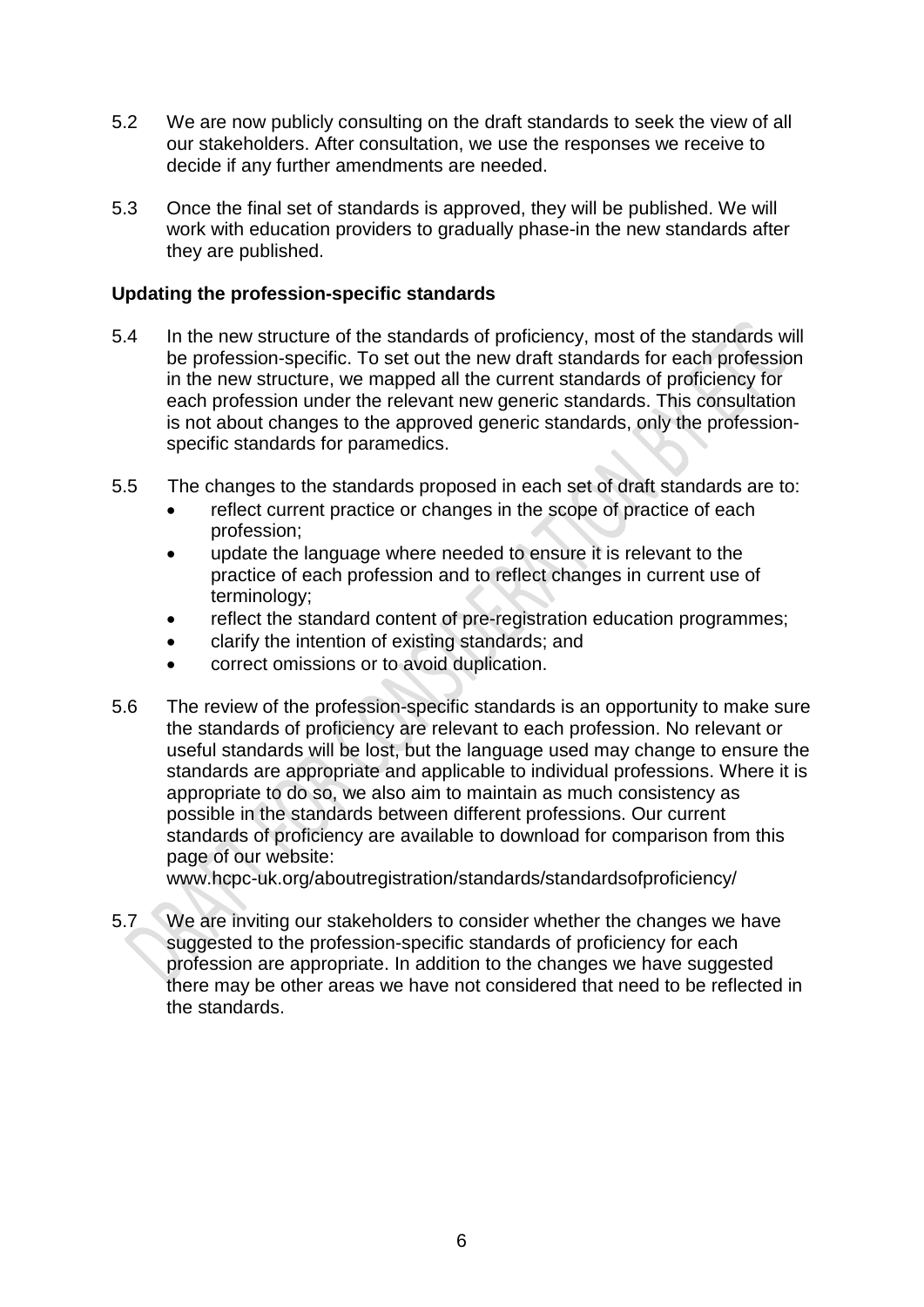5.2 We are now publicly consulting on the draft standards to seek the view of all our stakeholders. After consultation, we use the responses we receive to decide if any further amendments are needed.

5.3 Once the final set of standards is approved, they will be published. We will work with education providers to gradually phase-in the new standards after they are published.

**Updating the profession-specific standards**

5.4 In the new structure of the standards of proficiency, most of the standards will be profession-specific. To set out the new draft standards for each profession in the new structure, we mapped all the current standards of proficiency for each profession under the relevant new generic standards. This consultation is not about changes to the approved generic standards, only the profession-specific standards for paramedics.

5.5 The changes to the standards proposed in each set of draft standards are to:

- reflect current practice or changes in the scope of practice of each profession;
- update the language where needed to ensure it is relevant to the practice of each profession and to reflect changes in current use of terminology;
- reflect the standard content of pre-registration education programmes;
- clarify the intention of existing standards; and
- correct omissions or to avoid duplication.

5.6 The review of the profession-specific standards is an opportunity to make sure the standards of proficiency are relevant to each profession. No relevant or useful standards will be lost, but the language used may change to ensure the standards are appropriate and applicable to individual professions. Where it is appropriate to do so, we also aim to maintain as much consistency as possible in the standards between different professions. Our current standards of proficiency are available to download for comparison from this page of our website:
www.hcpc-uk.org/aboutregistration/standards/standardsofproficiency/

5.7 We are inviting our stakeholders to consider whether the changes we have suggested to the profession-specific standards of proficiency for each profession are appropriate. In addition to the changes we have suggested there may be other areas we have not considered that need to be reflected in the standards.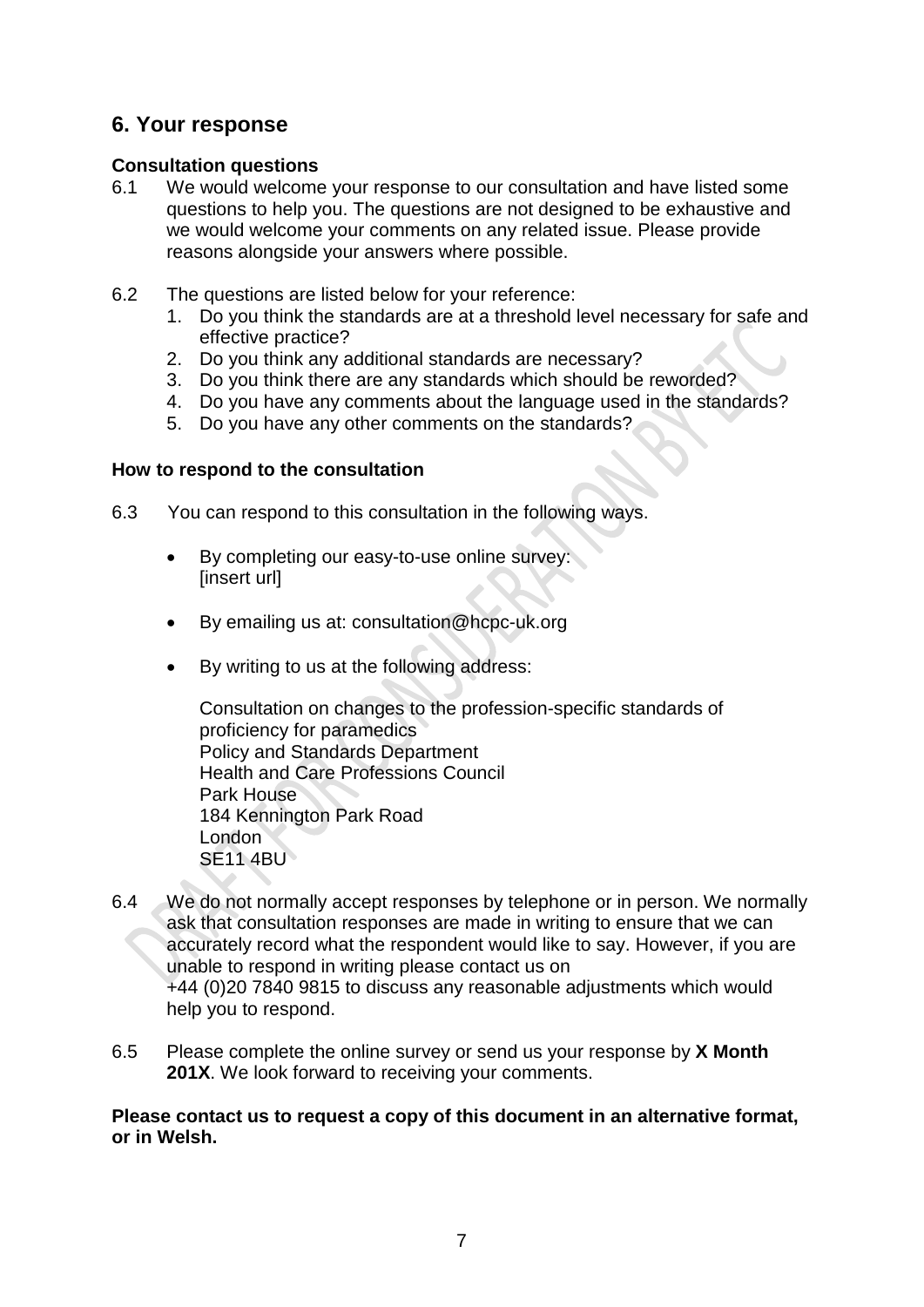## 6. Your response

### Consultation questions

6.1 We would welcome your response to our consultation and have listed some questions to help you. The questions are not designed to be exhaustive and we would welcome your comments on any related issue. Please provide reasons alongside your answers where possible.

6.2 The questions are listed below for your reference:

1. Do you think the standards are at a threshold level necessary for safe and effective practice?
2. Do you think any additional standards are necessary?
3. Do you think there are any standards which should be reworded?
4. Do you have any comments about the language used in the standards?
5. Do you have any other comments on the standards?

### How to respond to the consultation

6.3 You can respond to this consultation in the following ways.

- By completing our easy-to-use online survey: [insert url]
- By emailing us at: consultation@hcpc-uk.org
- By writing to us at the following address:

  Consultation on changes to the profession-specific standards of proficiency for paramedics
  Policy and Standards Department
  Health and Care Professions Council
  Park House
  184 Kennington Park Road
  London
  SE11 4BU

6.4 We do not normally accept responses by telephone or in person. We normally ask that consultation responses are made in writing to ensure that we can accurately record what the respondent would like to say. However, if you are unable to respond in writing please contact us on +44 (0)20 7840 9815 to discuss any reasonable adjustments which would help you to respond.

6.5 Please complete the online survey or send us your response by **X Month 201X**. We look forward to receiving your comments.

**Please contact us to request a copy of this document in an alternative format, or in Welsh.**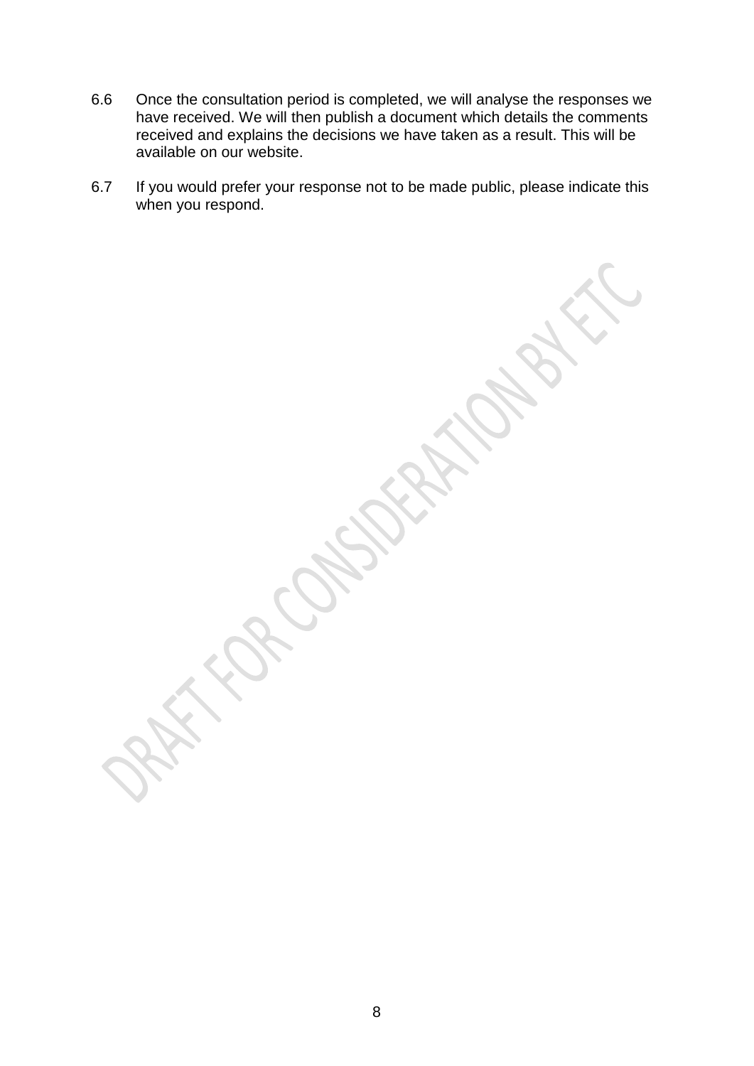6.6 Once the consultation period is completed, we will analyse the responses we have received. We will then publish a document which details the comments received and explains the decisions we have taken as a result. This will be available on our website.

6.7 If you would prefer your response not to be made public, please indicate this when you respond.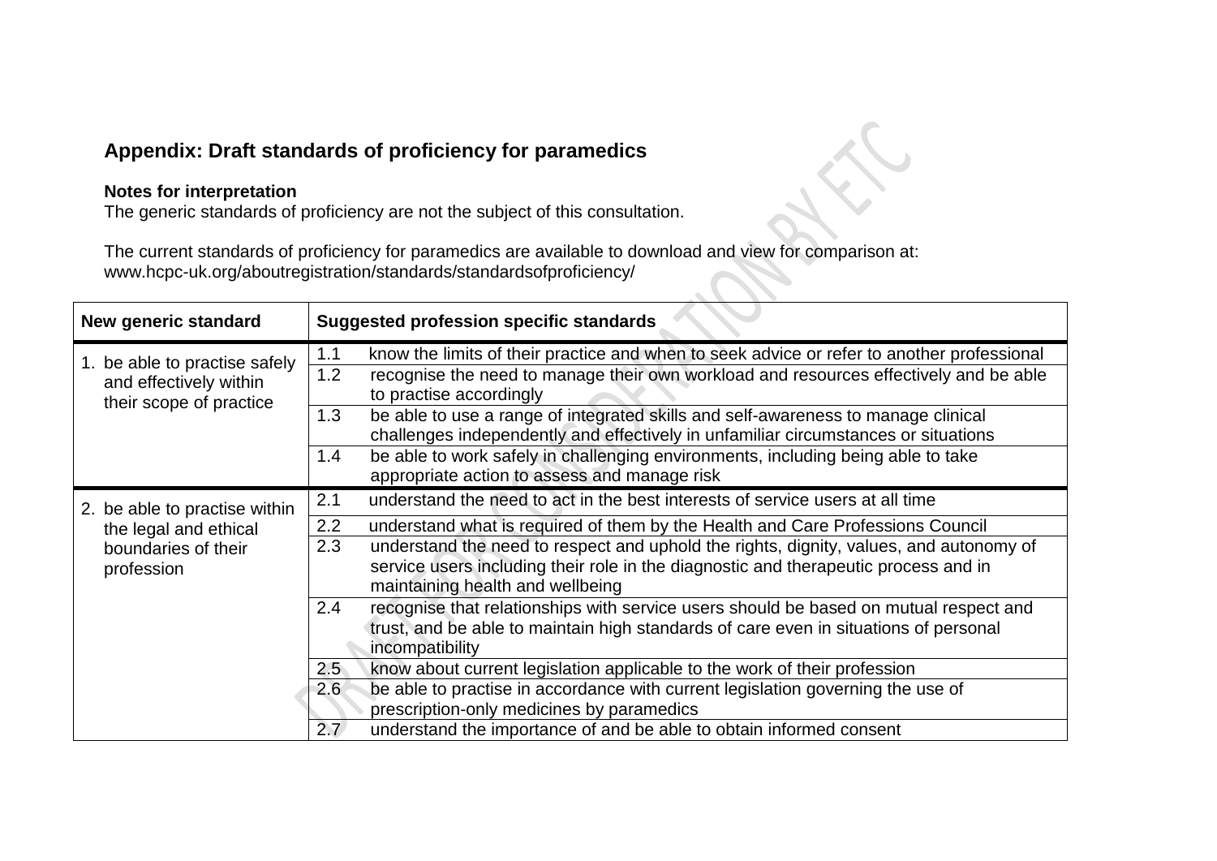## Appendix: Draft standards of proficiency for paramedics

**Notes for interpretation**
The generic standards of proficiency are not the subject of this consultation.

The current standards of proficiency for paramedics are available to download and view for comparison at: www.hcpc-uk.org/aboutregistration/standards/standardsofproficiency/

| New generic standard | Suggested profession specific standards |
|---|---|
| 1. be able to practise safely and effectively within their scope of practice | 1.1 know the limits of their practice and when to seek advice or refer to another professional |
| | 1.2 recognise the need to manage their own workload and resources effectively and be able to practise accordingly |
| | 1.3 be able to use a range of integrated skills and self-awareness to manage clinical challenges independently and effectively in unfamiliar circumstances or situations |
| | 1.4 be able to work safely in challenging environments, including being able to take appropriate action to assess and manage risk |
| 2. be able to practise within the legal and ethical boundaries of their profession | 2.1 understand the need to act in the best interests of service users at all time |
| | 2.2 understand what is required of them by the Health and Care Professions Council |
| | 2.3 understand the need to respect and uphold the rights, dignity, values, and autonomy of service users including their role in the diagnostic and therapeutic process and in maintaining health and wellbeing |
| | 2.4 recognise that relationships with service users should be based on mutual respect and trust, and be able to maintain high standards of care even in situations of personal incompatibility |
| | 2.5 know about current legislation applicable to the work of their profession |
| | 2.6 be able to practise in accordance with current legislation governing the use of prescription-only medicines by paramedics |
| | 2.7 understand the importance of and be able to obtain informed consent |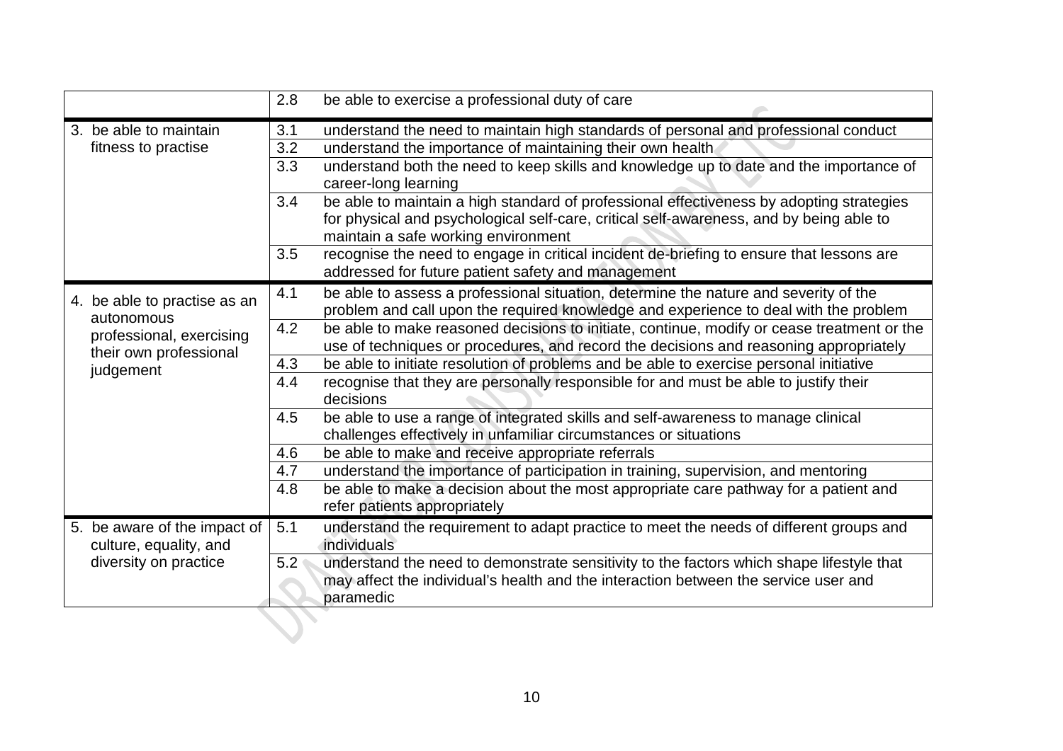| | | |
|---|---|---|
| | 2.8 | be able to exercise a professional duty of care |
| 3. be able to maintain fitness to practise | 3.1 | understand the need to maintain high standards of personal and professional conduct |
| | 3.2 | understand the importance of maintaining their own health |
| | 3.3 | understand both the need to keep skills and knowledge up to date and the importance of career-long learning |
| | 3.4 | be able to maintain a high standard of professional effectiveness by adopting strategies for physical and psychological self-care, critical self-awareness, and by being able to maintain a safe working environment |
| | 3.5 | recognise the need to engage in critical incident de-briefing to ensure that lessons are addressed for future patient safety and management |
| 4. be able to practise as an autonomous professional, exercising their own professional judgement | 4.1 | be able to assess a professional situation, determine the nature and severity of the problem and call upon the required knowledge and experience to deal with the problem |
| | 4.2 | be able to make reasoned decisions to initiate, continue, modify or cease treatment or the use of techniques or procedures, and record the decisions and reasoning appropriately |
| | 4.3 | be able to initiate resolution of problems and be able to exercise personal initiative |
| | 4.4 | recognise that they are personally responsible for and must be able to justify their decisions |
| | 4.5 | be able to use a range of integrated skills and self-awareness to manage clinical challenges effectively in unfamiliar circumstances or situations |
| | 4.6 | be able to make and receive appropriate referrals |
| | 4.7 | understand the importance of participation in training, supervision, and mentoring |
| | 4.8 | be able to make a decision about the most appropriate care pathway for a patient and refer patients appropriately |
| 5. be aware of the impact of culture, equality, and diversity on practice | 5.1 | understand the requirement to adapt practice to meet the needs of different groups and individuals |
| | 5.2 | understand the need to demonstrate sensitivity to the factors which shape lifestyle that may affect the individual's health and the interaction between the service user and paramedic |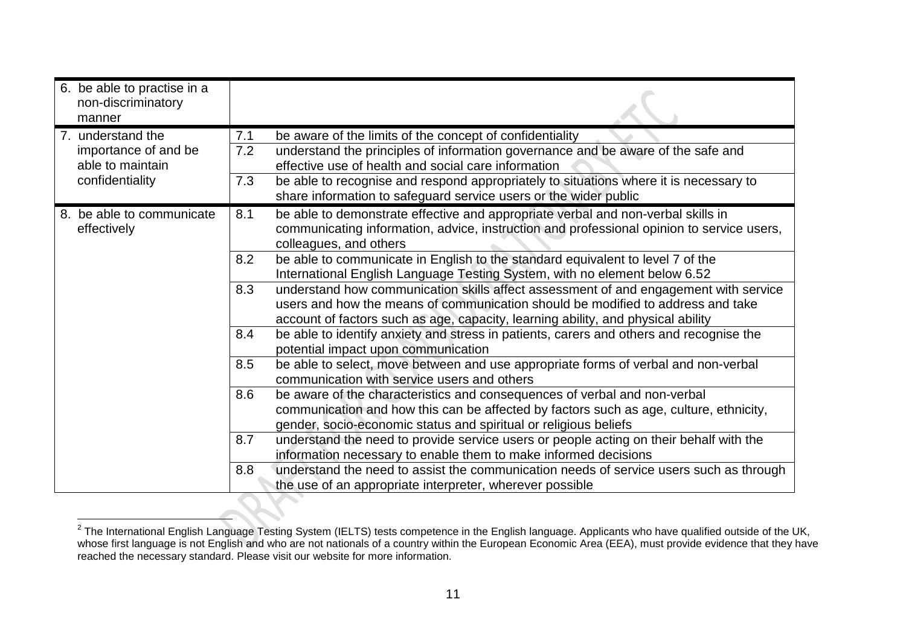| | | |
|---|---|---|
| 6. be able to practise in a non-discriminatory manner | | |
| 7. understand the importance of and be able to maintain confidentiality | 7.1 | be aware of the limits of the concept of confidentiality |
| | 7.2 | understand the principles of information governance and be aware of the safe and effective use of health and social care information |
| | 7.3 | be able to recognise and respond appropriately to situations where it is necessary to share information to safeguard service users or the wider public |
| 8. be able to communicate effectively | 8.1 | be able to demonstrate effective and appropriate verbal and non-verbal skills in communicating information, advice, instruction and professional opinion to service users, colleagues, and others |
| | 8.2 | be able to communicate in English to the standard equivalent to level 7 of the International English Language Testing System, with no element below 6.5[2] |
| | 8.3 | understand how communication skills affect assessment of and engagement with service users and how the means of communication should be modified to address and take account of factors such as age, capacity, learning ability, and physical ability |
| | 8.4 | be able to identify anxiety and stress in patients, carers and others and recognise the potential impact upon communication |
| | 8.5 | be able to select, move between and use appropriate forms of verbal and non-verbal communication with service users and others |
| | 8.6 | be aware of the characteristics and consequences of verbal and non-verbal communication and how this can be affected by factors such as age, culture, ethnicity, gender, socio-economic status and spiritual or religious beliefs |
| | 8.7 | understand the need to provide service users or people acting on their behalf with the information necessary to enable them to make informed decisions |
| | 8.8 | understand the need to assist the communication needs of service users such as through the use of an appropriate interpreter, wherever possible |

[2] The International English Language Testing System (IELTS) tests competence in the English language. Applicants who have qualified outside of the UK, whose first language is not English and who are not nationals of a country within the European Economic Area (EEA), must provide evidence that they have reached the necessary standard. Please visit our website for more information.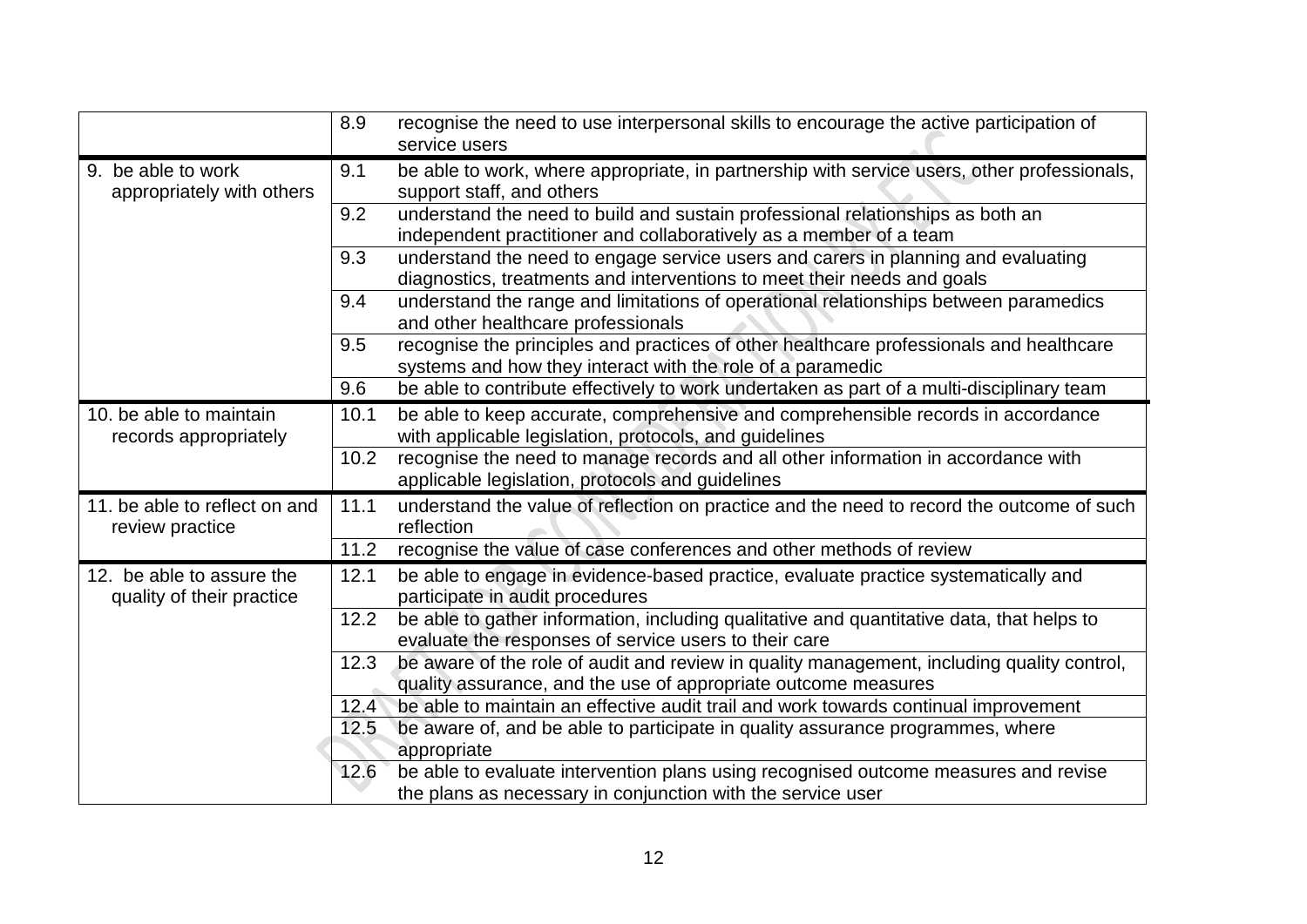| | | |
|---|---|---|
| | 8.9 | recognise the need to use interpersonal skills to encourage the active participation of service users |
| 9. be able to work appropriately with others | 9.1 | be able to work, where appropriate, in partnership with service users, other professionals, support staff, and others |
| | 9.2 | understand the need to build and sustain professional relationships as both an independent practitioner and collaboratively as a member of a team |
| | 9.3 | understand the need to engage service users and carers in planning and evaluating diagnostics, treatments and interventions to meet their needs and goals |
| | 9.4 | understand the range and limitations of operational relationships between paramedics and other healthcare professionals |
| | 9.5 | recognise the principles and practices of other healthcare professionals and healthcare systems and how they interact with the role of a paramedic |
| | 9.6 | be able to contribute effectively to work undertaken as part of a multi-disciplinary team |
| 10. be able to maintain records appropriately | 10.1 | be able to keep accurate, comprehensive and comprehensible records in accordance with applicable legislation, protocols, and guidelines |
| | 10.2 | recognise the need to manage records and all other information in accordance with applicable legislation, protocols and guidelines |
| 11. be able to reflect on and review practice | 11.1 | understand the value of reflection on practice and the need to record the outcome of such reflection |
| | 11.2 | recognise the value of case conferences and other methods of review |
| 12. be able to assure the quality of their practice | 12.1 | be able to engage in evidence-based practice, evaluate practice systematically and participate in audit procedures |
| | 12.2 | be able to gather information, including qualitative and quantitative data, that helps to evaluate the responses of service users to their care |
| | 12.3 | be aware of the role of audit and review in quality management, including quality control, quality assurance, and the use of appropriate outcome measures |
| | 12.4 | be able to maintain an effective audit trail and work towards continual improvement |
| | 12.5 | be aware of, and be able to participate in quality assurance programmes, where appropriate |
| | 12.6 | be able to evaluate intervention plans using recognised outcome measures and revise the plans as necessary in conjunction with the service user |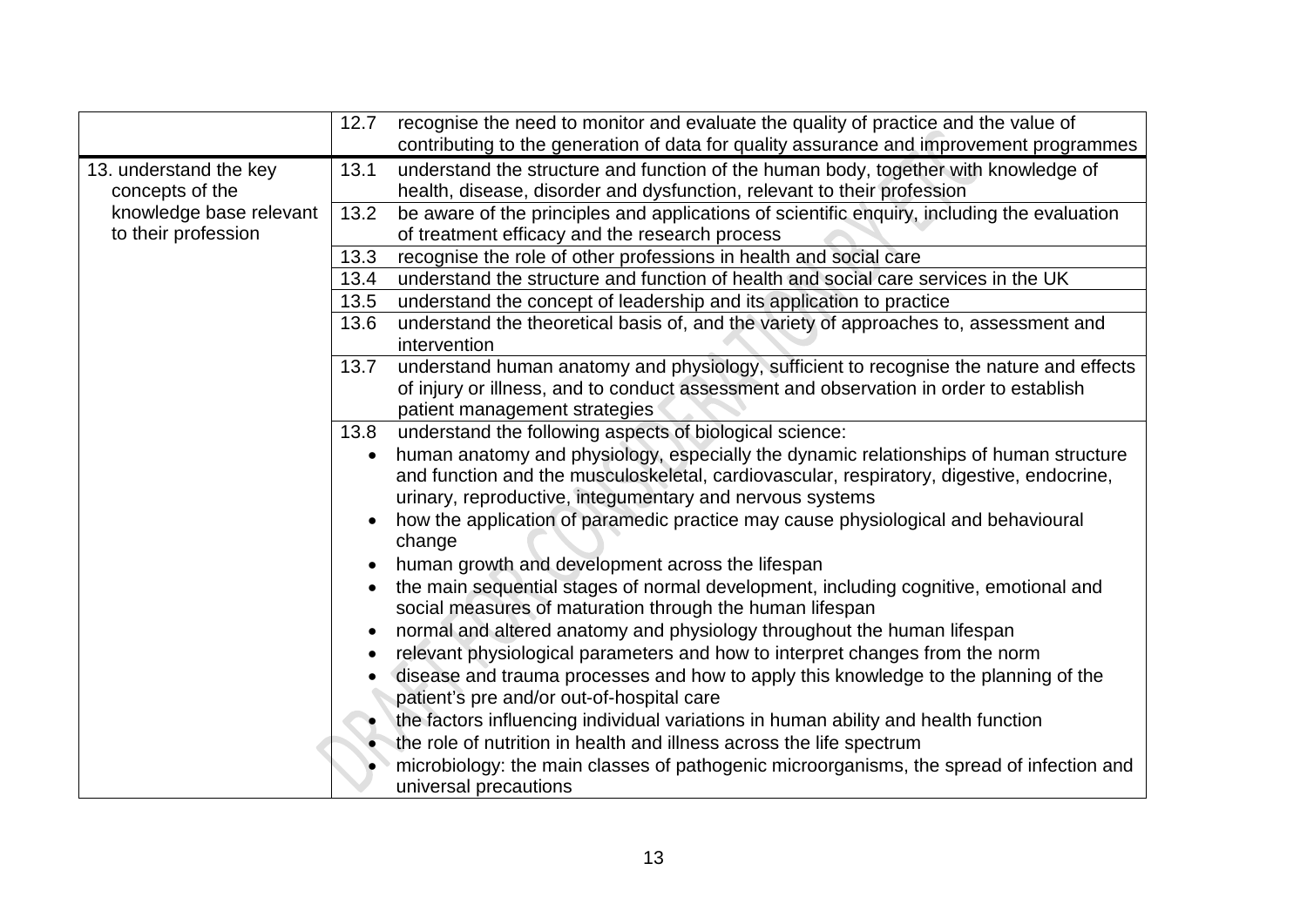| | |
|---|---|
| | 12.7 recognise the need to monitor and evaluate the quality of practice and the value of contributing to the generation of data for quality assurance and improvement programmes |
| 13. understand the key concepts of the knowledge base relevant to their profession | 13.1 understand the structure and function of the human body, together with knowledge of health, disease, disorder and dysfunction, relevant to their profession |
| | 13.2 be aware of the principles and applications of scientific enquiry, including the evaluation of treatment efficacy and the research process |
| | 13.3 recognise the role of other professions in health and social care |
| | 13.4 understand the structure and function of health and social care services in the UK |
| | 13.5 understand the concept of leadership and its application to practice |
| | 13.6 understand the theoretical basis of, and the variety of approaches to, assessment and intervention |
| | 13.7 understand human anatomy and physiology, sufficient to recognise the nature and effects of injury or illness, and to conduct assessment and observation in order to establish patient management strategies |
| | 13.8 understand the following aspects of biological science:<br>• human anatomy and physiology, especially the dynamic relationships of human structure and function and the musculoskeletal, cardiovascular, respiratory, digestive, endocrine, urinary, reproductive, integumentary and nervous systems<br>• how the application of paramedic practice may cause physiological and behavioural change<br>• human growth and development across the lifespan<br>• the main sequential stages of normal development, including cognitive, emotional and social measures of maturation through the human lifespan<br>• normal and altered anatomy and physiology throughout the human lifespan<br>• relevant physiological parameters and how to interpret changes from the norm<br>• disease and trauma processes and how to apply this knowledge to the planning of the patient's pre and/or out-of-hospital care<br>• the factors influencing individual variations in human ability and health function<br>• the role of nutrition in health and illness across the life spectrum<br>• microbiology: the main classes of pathogenic microorganisms, the spread of infection and universal precautions |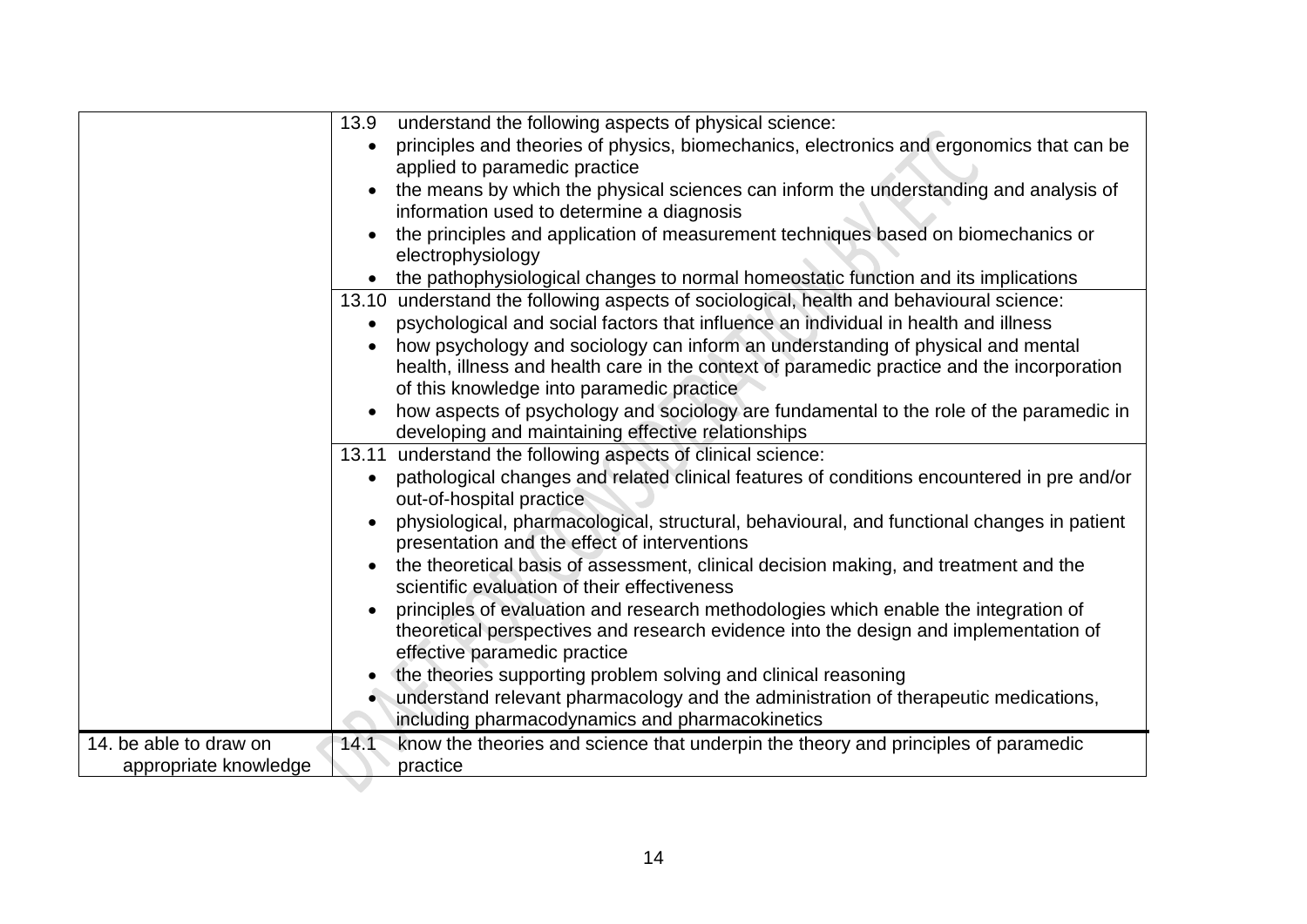| | |
|---|---|
| | 13.9 understand the following aspects of physical science:<br>• principles and theories of physics, biomechanics, electronics and ergonomics that can be applied to paramedic practice<br>• the means by which the physical sciences can inform the understanding and analysis of information used to determine a diagnosis<br>• the principles and application of measurement techniques based on biomechanics or electrophysiology<br>• the pathophysiological changes to normal homeostatic function and its implications |
| | 13.10 understand the following aspects of sociological, health and behavioural science:<br>• psychological and social factors that influence an individual in health and illness<br>• how psychology and sociology can inform an understanding of physical and mental health, illness and health care in the context of paramedic practice and the incorporation of this knowledge into paramedic practice<br>• how aspects of psychology and sociology are fundamental to the role of the paramedic in developing and maintaining effective relationships |
| | 13.11 understand the following aspects of clinical science:<br>• pathological changes and related clinical features of conditions encountered in pre and/or out-of-hospital practice<br>• physiological, pharmacological, structural, behavioural, and functional changes in patient presentation and the effect of interventions<br>• the theoretical basis of assessment, clinical decision making, and treatment and the scientific evaluation of their effectiveness<br>• principles of evaluation and research methodologies which enable the integration of theoretical perspectives and research evidence into the design and implementation of effective paramedic practice<br>• the theories supporting problem solving and clinical reasoning<br>• understand relevant pharmacology and the administration of therapeutic medications, including pharmacodynamics and pharmacokinetics |
| 14. be able to draw on appropriate knowledge | 14.1 know the theories and science that underpin the theory and principles of paramedic practice |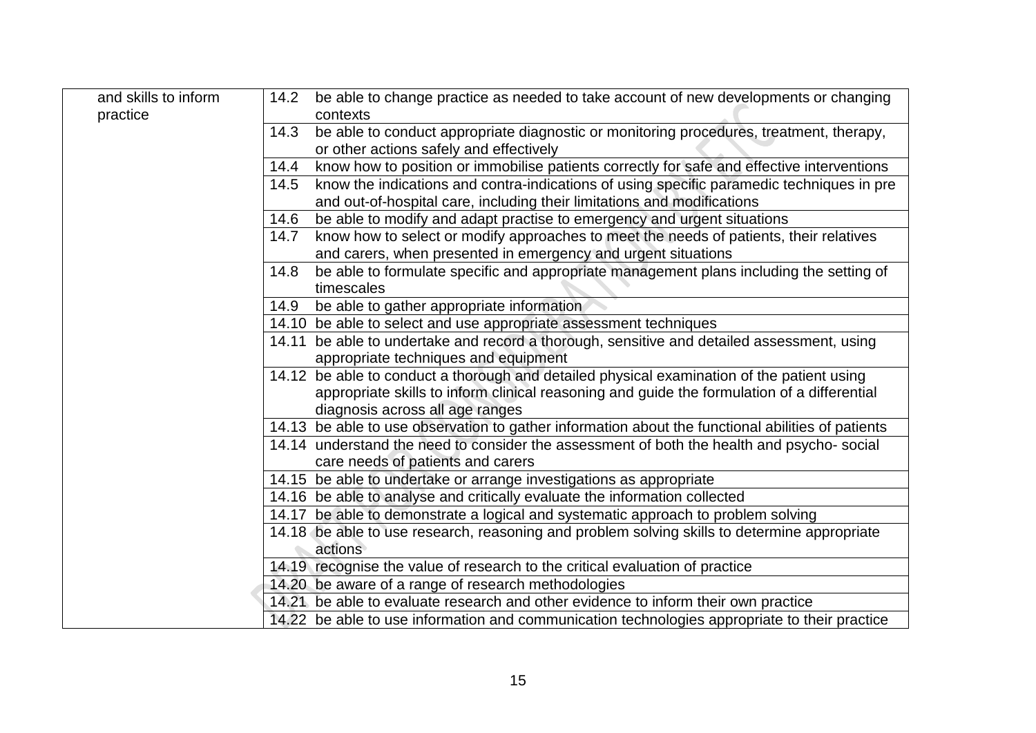| | | |
|---|---|---|
| and skills to inform practice | 14.2 | be able to change practice as needed to take account of new developments or changing contexts |
| | 14.3 | be able to conduct appropriate diagnostic or monitoring procedures, treatment, therapy, or other actions safely and effectively |
| | 14.4 | know how to position or immobilise patients correctly for safe and effective interventions |
| | 14.5 | know the indications and contra-indications of using specific paramedic techniques in pre and out-of-hospital care, including their limitations and modifications |
| | 14.6 | be able to modify and adapt practise to emergency and urgent situations |
| | 14.7 | know how to select or modify approaches to meet the needs of patients, their relatives and carers, when presented in emergency and urgent situations |
| | 14.8 | be able to formulate specific and appropriate management plans including the setting of timescales |
| | 14.9 | be able to gather appropriate information |
| | 14.10 | be able to select and use appropriate assessment techniques |
| | 14.11 | be able to undertake and record a thorough, sensitive and detailed assessment, using appropriate techniques and equipment |
| | 14.12 | be able to conduct a thorough and detailed physical examination of the patient using appropriate skills to inform clinical reasoning and guide the formulation of a differential diagnosis across all age ranges |
| | 14.13 | be able to use observation to gather information about the functional abilities of patients |
| | 14.14 | understand the need to consider the assessment of both the health and psycho- social care needs of patients and carers |
| | 14.15 | be able to undertake or arrange investigations as appropriate |
| | 14.16 | be able to analyse and critically evaluate the information collected |
| | 14.17 | be able to demonstrate a logical and systematic approach to problem solving |
| | 14.18 | be able to use research, reasoning and problem solving skills to determine appropriate actions |
| | 14.19 | recognise the value of research to the critical evaluation of practice |
| | 14.20 | be aware of a range of research methodologies |
| | 14.21 | be able to evaluate research and other evidence to inform their own practice |
| | 14.22 | be able to use information and communication technologies appropriate to their practice |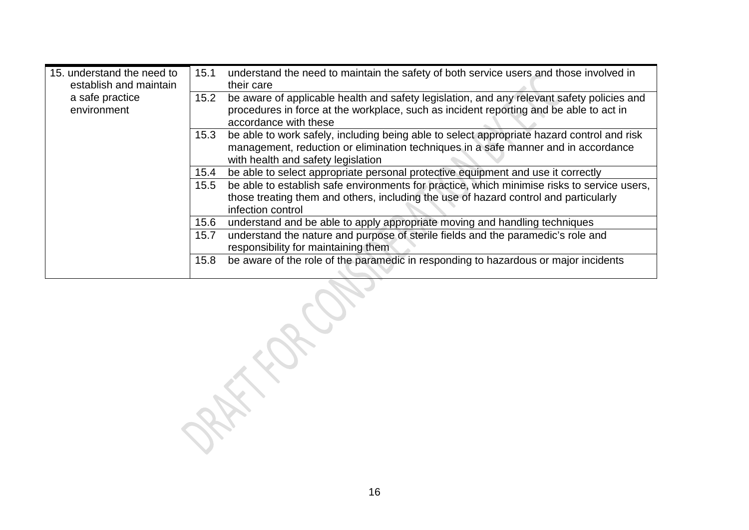| | | |
|---|---|---|
| 15. understand the need to establish and maintain a safe practice environment | 15.1 | understand the need to maintain the safety of both service users and those involved in their care |
| | 15.2 | be aware of applicable health and safety legislation, and any relevant safety policies and procedures in force at the workplace, such as incident reporting and be able to act in accordance with these |
| | 15.3 | be able to work safely, including being able to select appropriate hazard control and risk management, reduction or elimination techniques in a safe manner and in accordance with health and safety legislation |
| | 15.4 | be able to select appropriate personal protective equipment and use it correctly |
| | 15.5 | be able to establish safe environments for practice, which minimise risks to service users, those treating them and others, including the use of hazard control and particularly infection control |
| | 15.6 | understand and be able to apply appropriate moving and handling techniques |
| | 15.7 | understand the nature and purpose of sterile fields and the paramedic's role and responsibility for maintaining them |
| | 15.8 | be aware of the role of the paramedic in responding to hazardous or major incidents |